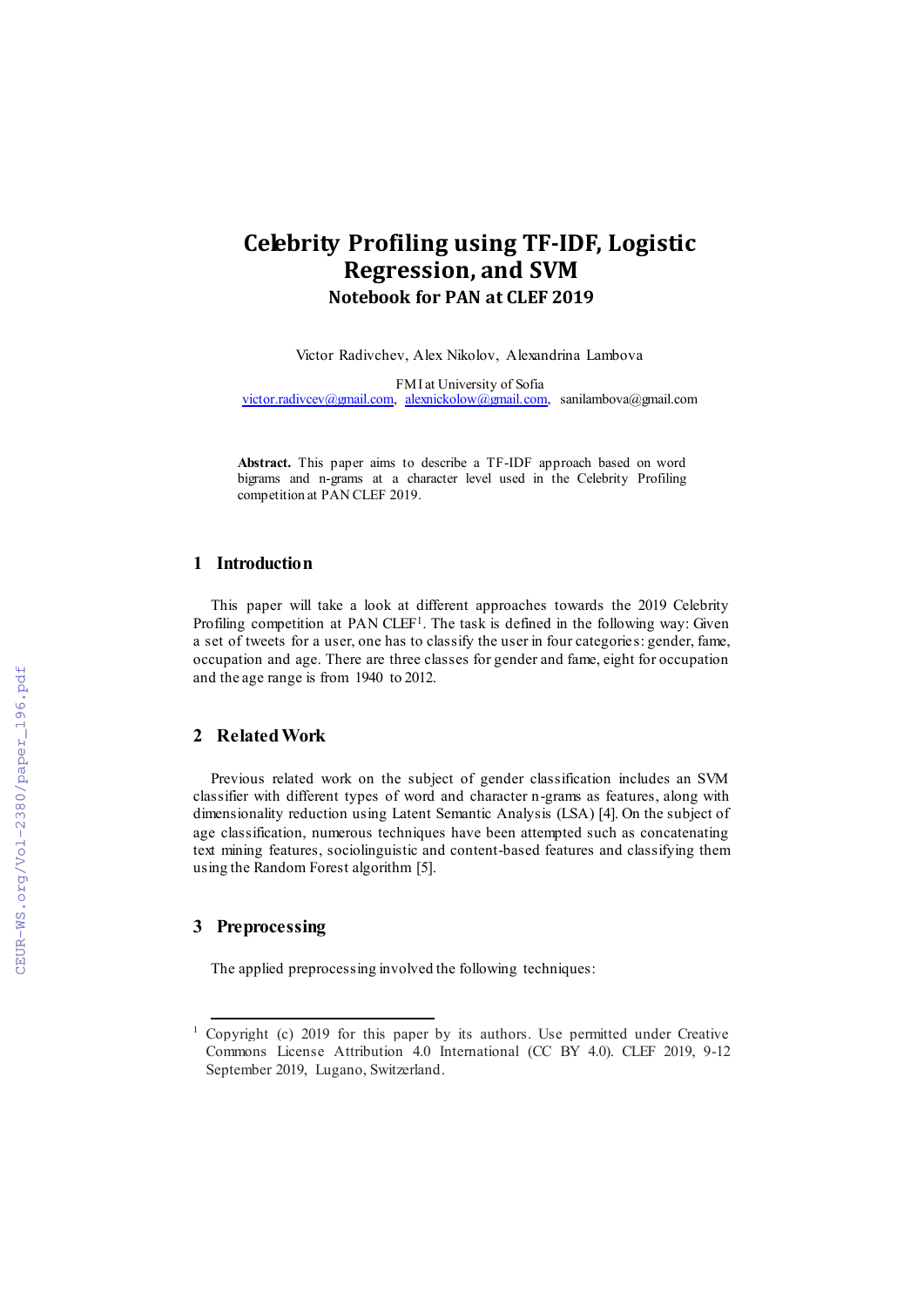# Celebrity Profiling using TF-IDF, Logistic Regression, and SVM

**Notebook for PAN at CLEF 2019**

Victor Radivchev, Alex Nikolov, Alexandrina Lambova

FMI at University of Sofia
victor.radivcev@gmail.com, alexnickolow@gmail.com, sanilambova@gmail.com

**Abstract.** This paper aims to describe a TF-IDF approach based on word bigrams and n-grams at a character level used in the Celebrity Profiling competition at PAN CLEF 2019.

## 1 Introduction

This paper will take a look at different approaches towards the 2019 Celebrity Profiling competition at PAN CLEF[1]. The task is defined in the following way: Given a set of tweets for a user, one has to classify the user in four categories: gender, fame, occupation and age. There are three classes for gender and fame, eight for occupation and the age range is from 1940 to 2012.

## 2 Related Work

Previous related work on the subject of gender classification includes an SVM classifier with different types of word and character n-grams as features, along with dimensionality reduction using Latent Semantic Analysis (LSA) [4]. On the subject of age classification, numerous techniques have been attempted such as concatenating text mining features, sociolinguistic and content-based features and classifying them using the Random Forest algorithm [5].

## 3 Preprocessing

The applied preprocessing involved the following techniques:

---

[1] Copyright (c) 2019 for this paper by its authors. Use permitted under Creative Commons License Attribution 4.0 International (CC BY 4.0). CLEF 2019, 9-12 September 2019, Lugano, Switzerland.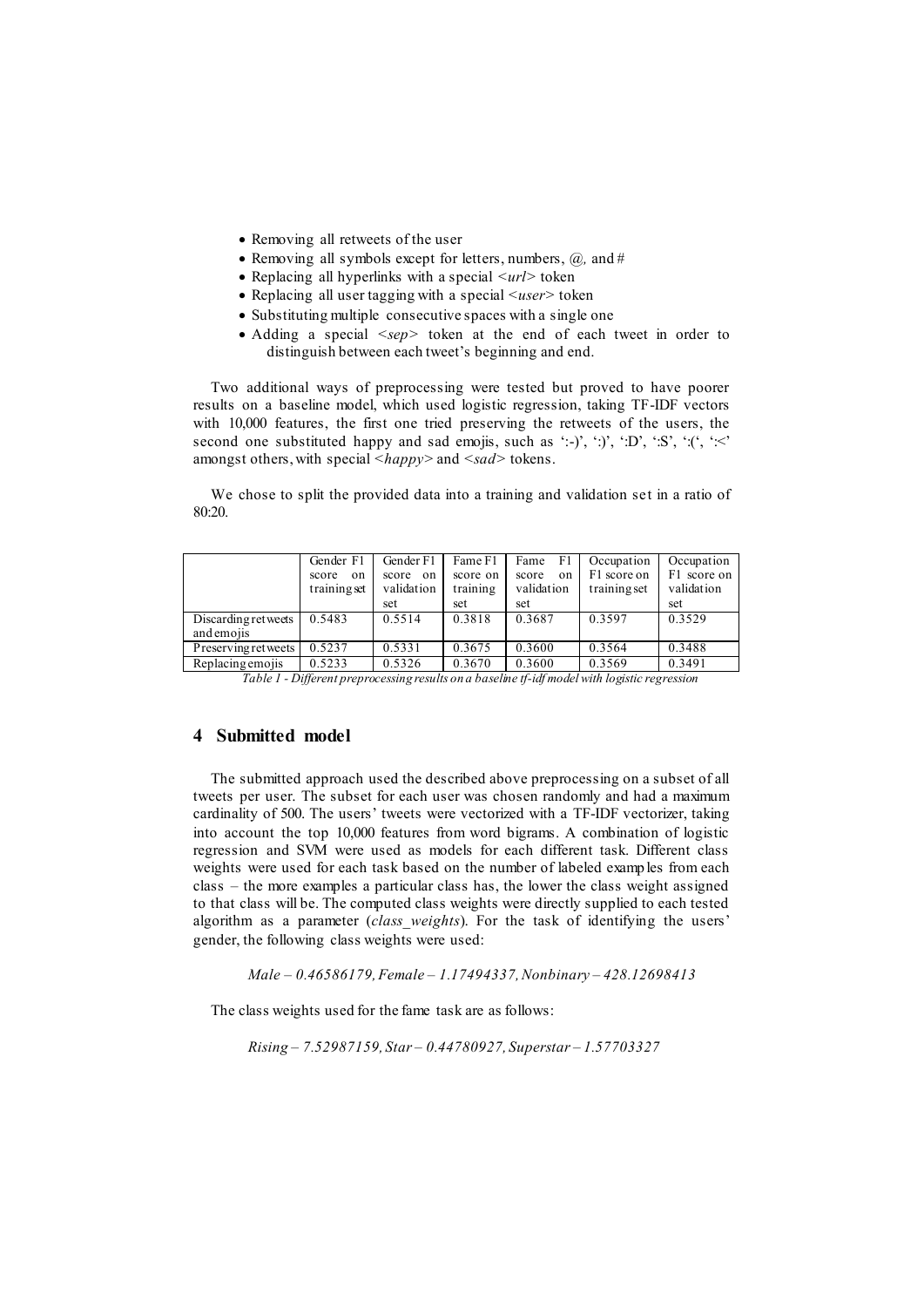- Removing all retweets of the user
- Removing all symbols except for letters, numbers, @, and #
- Replacing all hyperlinks with a special <*url*> token
- Replacing all user tagging with a special <*user*> token
- Substituting multiple consecutive spaces with a single one
- Adding a special <*sep*> token at the end of each tweet in order to distinguish between each tweet's beginning and end.

Two additional ways of preprocessing were tested but proved to have poorer results on a baseline model, which used logistic regression, taking TF-IDF vectors with 10,000 features, the first one tried preserving the retweets of the users, the second one substituted happy and sad emojis, such as ':-)', ':)', ':D', ':S', ':(', ':<' amongst others, with special <*happy*> and <*sad*> tokens.

We chose to split the provided data into a training and validation set in a ratio of 80:20.

| | Gender F1 score on training set | Gender F1 score on validation set | Fame F1 score on training set | Fame F1 score on validation set | Occupation F1 score on training set | Occupation F1 score on validation set |
|---|---|---|---|---|---|---|
| Discarding retweets and emojis | 0.5483 | 0.5514 | 0.3818 | 0.3687 | 0.3597 | 0.3529 |
| Preserving retweets | 0.5237 | 0.5331 | 0.3675 | 0.3600 | 0.3564 | 0.3488 |
| Replacing emojis | 0.5233 | 0.5326 | 0.3670 | 0.3600 | 0.3569 | 0.3491 |

*Table 1 - Different preprocessing results on a baseline tf-idf model with logistic regression*

## 4 Submitted model

The submitted approach used the described above preprocessing on a subset of all tweets per user. The subset for each user was chosen randomly and had a maximum cardinality of 500. The users' tweets were vectorized with a TF-IDF vectorizer, taking into account the top 10,000 features from word bigrams. A combination of logistic regression and SVM were used as models for each different task. Different class weights were used for each task based on the number of labeled examples from each class – the more examples a particular class has, the lower the class weight assigned to that class will be. The computed class weights were directly supplied to each tested algorithm as a parameter (*class_weights*). For the task of identifying the users' gender, the following class weights were used:

*Male – 0.46586179, Female – 1.17494337, Nonbinary – 428.12698413*

The class weights used for the fame task are as follows:

*Rising – 7.52987159, Star – 0.44780927, Superstar – 1.57703327*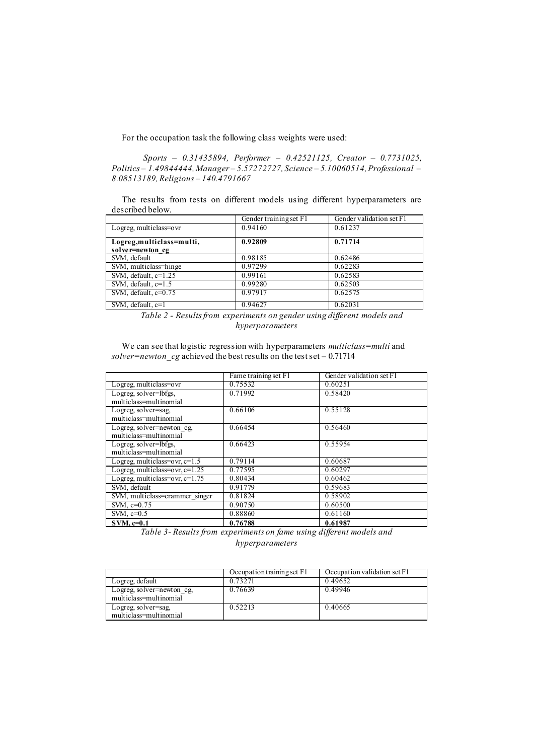For the occupation task the following class weights were used:

*Sports – 0.31435894, Performer – 0.42521125, Creator – 0.7731025, Politics – 1.49844444, Manager – 5.57272727, Science – 5.10060514, Professional – 8.08513189, Religious – 140.4791667*

The results from tests on different models using different hyperparameters are described below.

| | Gender training set F1 | Gender validation set F1 |
|---|---|---|
| Logreg, multiclass=ovr | 0.94160 | 0.61237 |
| **Logreg,multiclass=multi, solver=newton_cg** | **0.92809** | **0.71714** |
| SVM, default | 0.98185 | 0.62486 |
| SVM, multiclass=hinge | 0.97299 | 0.62283 |
| SVM, default, c=1.25 | 0.99161 | 0.62583 |
| SVM, default, c=1.5 | 0.99280 | 0.62503 |
| SVM, default, c=0.75 | 0.97917 | 0.62575 |
| SVM, default, c=1 | 0.94627 | 0.62031 |

*Table 2 - Results from experiments on gender using different models and hyperparameters*

We can see that logistic regression with hyperparameters *multiclass=multi* and *solver=newton_cg* achieved the best results on the test set – 0.71714

| | Fame training set F1 | Gender validation set F1 |
|---|---|---|
| Logreg, multiclass=ovr | 0.75532 | 0.60251 |
| Logreg, solver=lbfgs, multiclass=multinomial | 0.71992 | 0.58420 |
| Logreg, solver=sag, multiclass=multinomial | 0.66106 | 0.55128 |
| Logreg, solver=newton_cg, multiclass=multinomial | 0.66454 | 0.56460 |
| Logreg, solver=lbfgs, multiclass=multinomial | 0.66423 | 0.55954 |
| Logreg, multiclass=ovr, c=1.5 | 0.79114 | 0.60687 |
| Logreg, multiclass=ovr, c=1.25 | 0.77595 | 0.60297 |
| Logreg, multiclass=ovr, c=1.75 | 0.80434 | 0.60462 |
| SVM, default | 0.91779 | 0.59683 |
| SVM, multiclass=crammer_singer | 0.81824 | 0.58902 |
| SVM, c=0.75 | 0.90750 | 0.60500 |
| SVM, c=0.5 | 0.88860 | 0.61160 |
| **SVM, c=0.1** | **0.76788** | **0.61987** |

*Table 3 - Results from experiments on fame using different models and hyperparameters*

| | Occupation training set F1 | Occupation validation set F1 |
|---|---|---|
| Logreg, default | 0.73271 | 0.49652 |
| Logreg, solver=newton_cg, multiclass=multinomial | 0.76639 | 0.49946 |
| Logreg, solver=sag, multiclass=multinomial | 0.52213 | 0.40665 |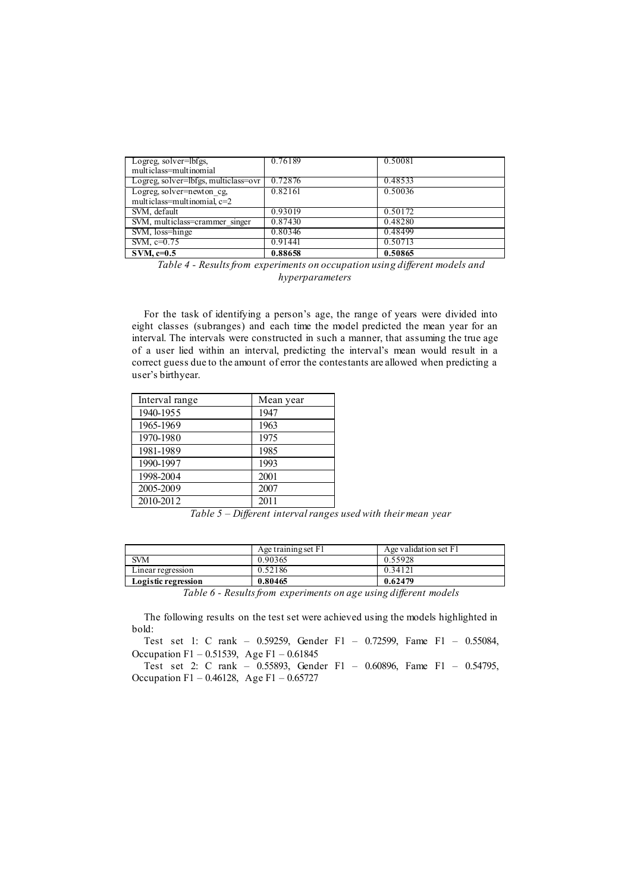| | | |
|---|---|---|
| Logreg, solver=lbfgs, multiclass=multinomial | 0.76189 | 0.50081 |
| Logreg, solver=lbfgs, multiclass=ovr | 0.72876 | 0.48533 |
| Logreg, solver=newton_cg, multiclass=multinomial, c=2 | 0.82161 | 0.50036 |
| SVM, default | 0.93019 | 0.50172 |
| SVM, multiclass=crammer_singer | 0.87430 | 0.48280 |
| SVM, loss=hinge | 0.80346 | 0.48499 |
| SVM, c=0.75 | 0.91441 | 0.50713 |
| **SVM, c=0.5** | **0.88658** | **0.50865** |

*Table 4 - Results from experiments on occupation using different models and hyperparameters*

For the task of identifying a person's age, the range of years were divided into eight classes (subranges) and each time the model predicted the mean year for an interval. The intervals were constructed in such a manner, that assuming the true age of a user lied within an interval, predicting the interval's mean would result in a correct guess due to the amount of error the contestants are allowed when predicting a user's birthyear.

| Interval range | Mean year |
|---|---|
| 1940-1955 | 1947 |
| 1965-1969 | 1963 |
| 1970-1980 | 1975 |
| 1981-1989 | 1985 |
| 1990-1997 | 1993 |
| 1998-2004 | 2001 |
| 2005-2009 | 2007 |
| 2010-2012 | 2011 |

*Table 5 – Different interval ranges used with their mean year*

| | Age training set F1 | Age validation set F1 |
|---|---|---|
| SVM | 0.90365 | 0.55928 |
| Linear regression | 0.52186 | 0.34121 |
| **Logistic regression** | **0.80465** | **0.62479** |

*Table 6 - Results from experiments on age using different models*

The following results on the test set were achieved using the models highlighted in bold:

Test set 1: C rank – 0.59259, Gender F1 – 0.72599, Fame F1 – 0.55084, Occupation F1 – 0.51539, Age F1 – 0.61845

Test set 2: C rank – 0.55893, Gender F1 – 0.60896, Fame F1 – 0.54795, Occupation F1 – 0.46128, Age F1 – 0.65727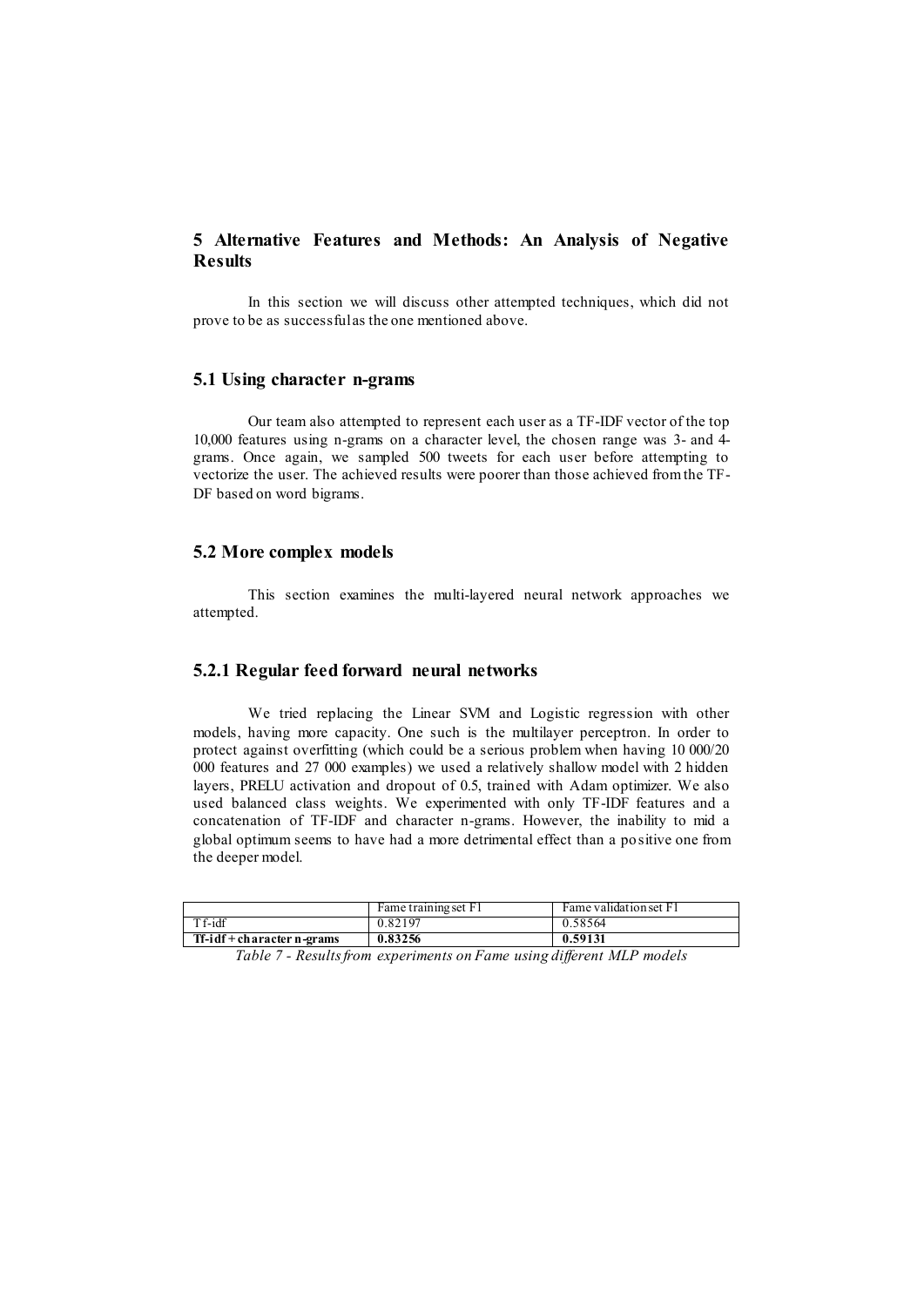## 5 Alternative Features and Methods: An Analysis of Negative Results

In this section we will discuss other attempted techniques, which did not prove to be as successful as the one mentioned above.

### 5.1 Using character n-grams

Our team also attempted to represent each user as a TF-IDF vector of the top 10,000 features using n-grams on a character level, the chosen range was 3- and 4-grams. Once again, we sampled 500 tweets for each user before attempting to vectorize the user. The achieved results were poorer than those achieved from the TF-DF based on word bigrams.

### 5.2 More complex models

This section examines the multi-layered neural network approaches we attempted.

#### 5.2.1 Regular feed forward neural networks

We tried replacing the Linear SVM and Logistic regression with other models, having more capacity. One such is the multilayer perceptron. In order to protect against overfitting (which could be a serious problem when having 10 000/20 000 features and 27 000 examples) we used a relatively shallow model with 2 hidden layers, PRELU activation and dropout of 0.5, trained with Adam optimizer. We also used balanced class weights. We experimented with only TF-IDF features and a concatenation of TF-IDF and character n-grams. However, the inability to mid a global optimum seems to have had a more detrimental effect than a positive one from the deeper model.

| | Fame training set F1 | Fame validation set F1 |
|---|---|---|
| Tf-idf | 0.82197 | 0.58564 |
| **Tf-idf + character n-grams** | **0.83256** | **0.59131** |

*Table 7 - Results from experiments on Fame using different MLP models*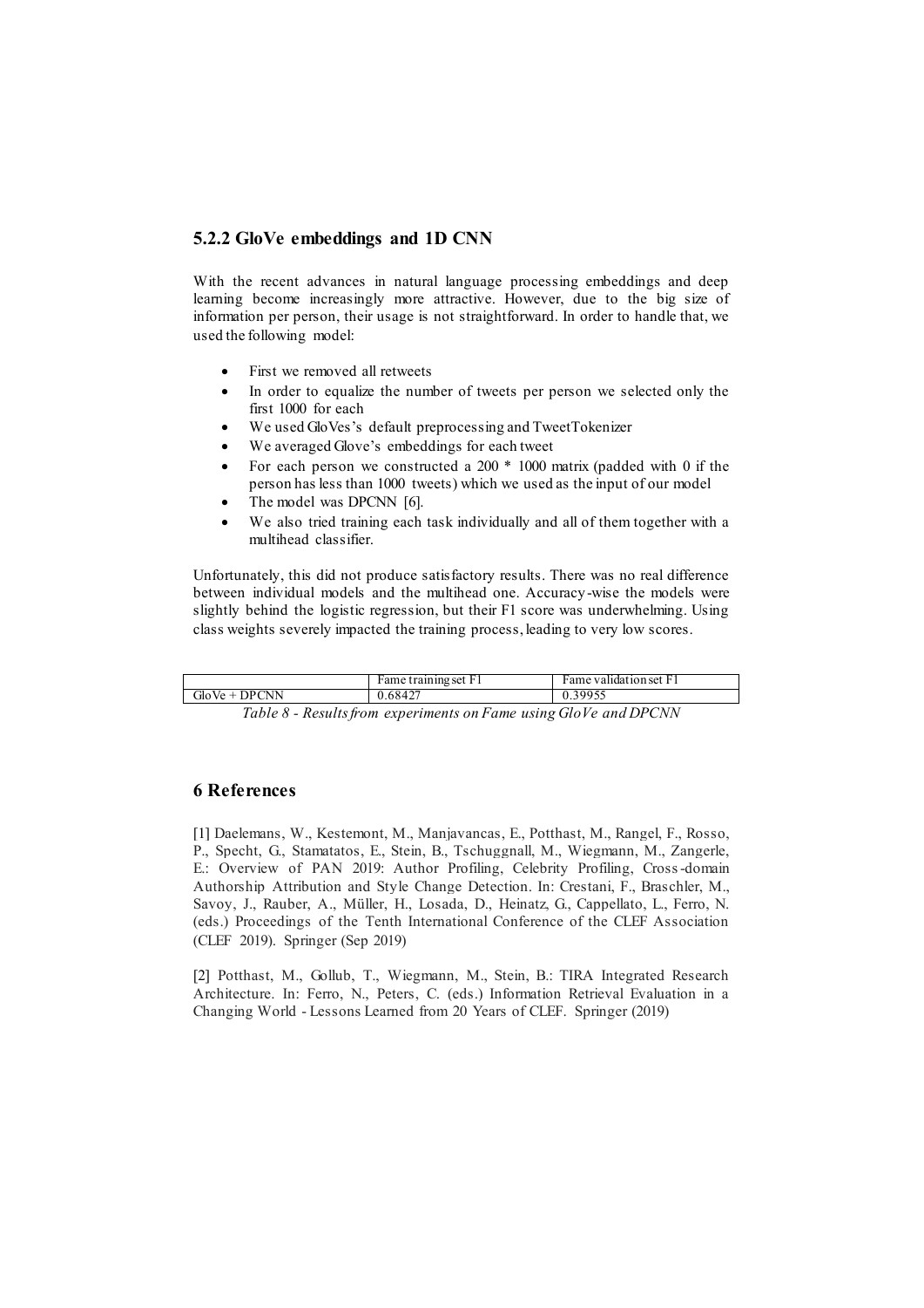### 5.2.2 GloVe embeddings and 1D CNN

With the recent advances in natural language processing embeddings and deep learning become increasingly more attractive. However, due to the big size of information per person, their usage is not straightforward. In order to handle that, we used the following model:

- First we removed all retweets
- In order to equalize the number of tweets per person we selected only the first 1000 for each
- We used GloVes's default preprocessing and TweetTokenizer
- We averaged Glove's embeddings for each tweet
- For each person we constructed a 200 * 1000 matrix (padded with 0 if the person has less than 1000 tweets) which we used as the input of our model
- The model was DPCNN [6].
- We also tried training each task individually and all of them together with a multihead classifier.

Unfortunately, this did not produce satisfactory results. There was no real difference between individual models and the multihead one. Accuracy-wise the models were slightly behind the logistic regression, but their F1 score was underwhelming. Using class weights severely impacted the training process, leading to very low scores.

| | Fame training set F1 | Fame validation set F1 |
|---|---|---|
| GloVe + DPCNN | 0.68427 | 0.39955 |

*Table 8 - Results from experiments on Fame using GloVe and DPCNN*

## 6 References

[1] Daelemans, W., Kestemont, M., Manjavancas, E., Potthast, M., Rangel, F., Rosso, P., Specht, G., Stamatatos, E., Stein, B., Tschuggnall, M., Wiegmann, M., Zangerle, E.: Overview of PAN 2019: Author Profiling, Celebrity Profiling, Cross-domain Authorship Attribution and Style Change Detection. In: Crestani, F., Braschler, M., Savoy, J., Rauber, A., Müller, H., Losada, D., Heinatz, G., Cappellato, L., Ferro, N. (eds.) Proceedings of the Tenth International Conference of the CLEF Association (CLEF 2019). Springer (Sep 2019)

[2] Potthast, M., Gollub, T., Wiegmann, M., Stein, B.: TIRA Integrated Research Architecture. In: Ferro, N., Peters, C. (eds.) Information Retrieval Evaluation in a Changing World - Lessons Learned from 20 Years of CLEF. Springer (2019)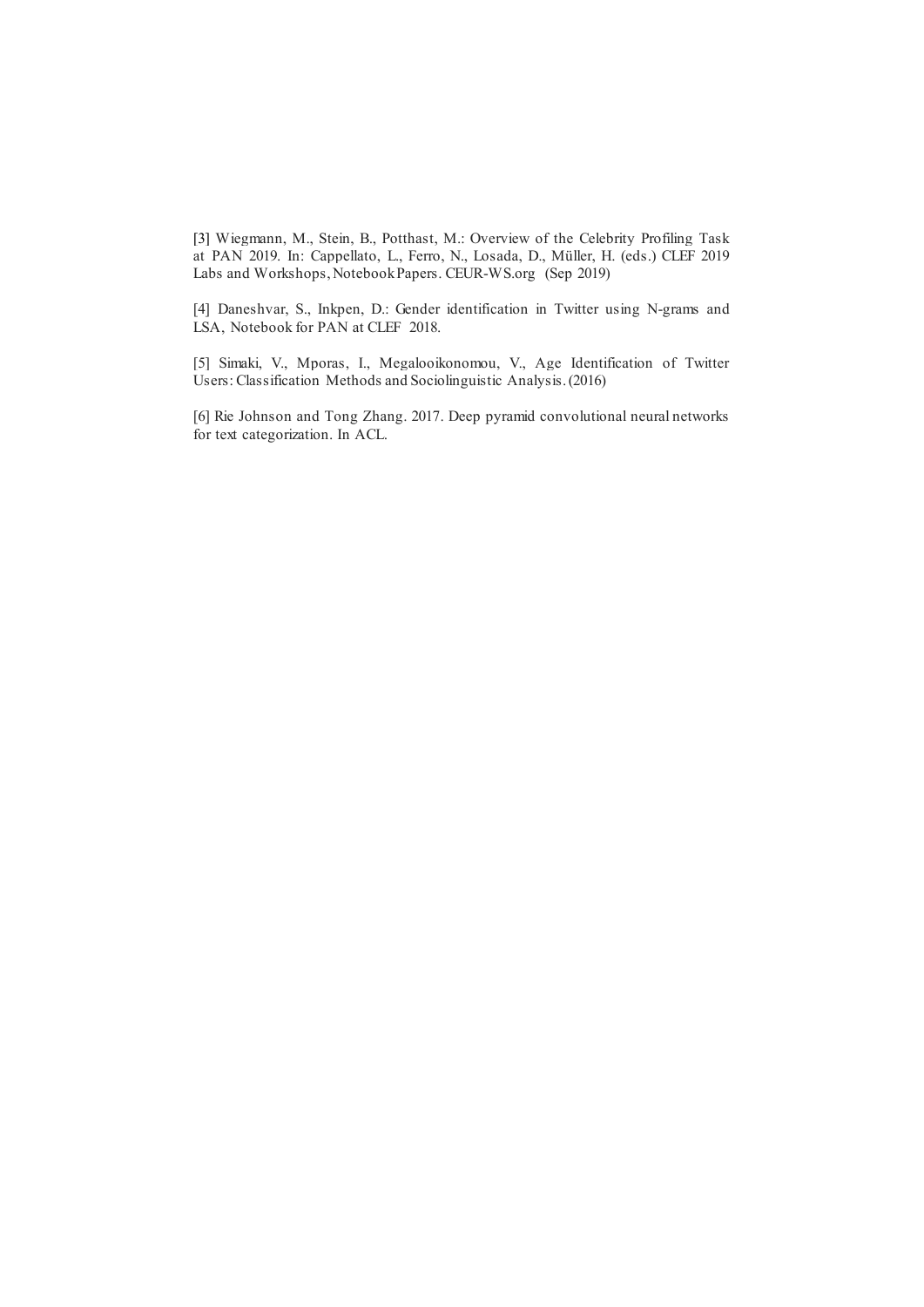[3] Wiegmann, M., Stein, B., Potthast, M.: Overview of the Celebrity Profiling Task at PAN 2019. In: Cappellato, L., Ferro, N., Losada, D., Müller, H. (eds.) CLEF 2019 Labs and Workshops, Notebook Papers. CEUR-WS.org (Sep 2019)

[4] Daneshvar, S., Inkpen, D.: Gender identification in Twitter using N-grams and LSA, Notebook for PAN at CLEF 2018.

[5] Simaki, V., Mporas, I., Megalooikonomou, V., Age Identification of Twitter Users: Classification Methods and Sociolinguistic Analysis. (2016)

[6] Rie Johnson and Tong Zhang. 2017. Deep pyramid convolutional neural networks for text categorization. In ACL.